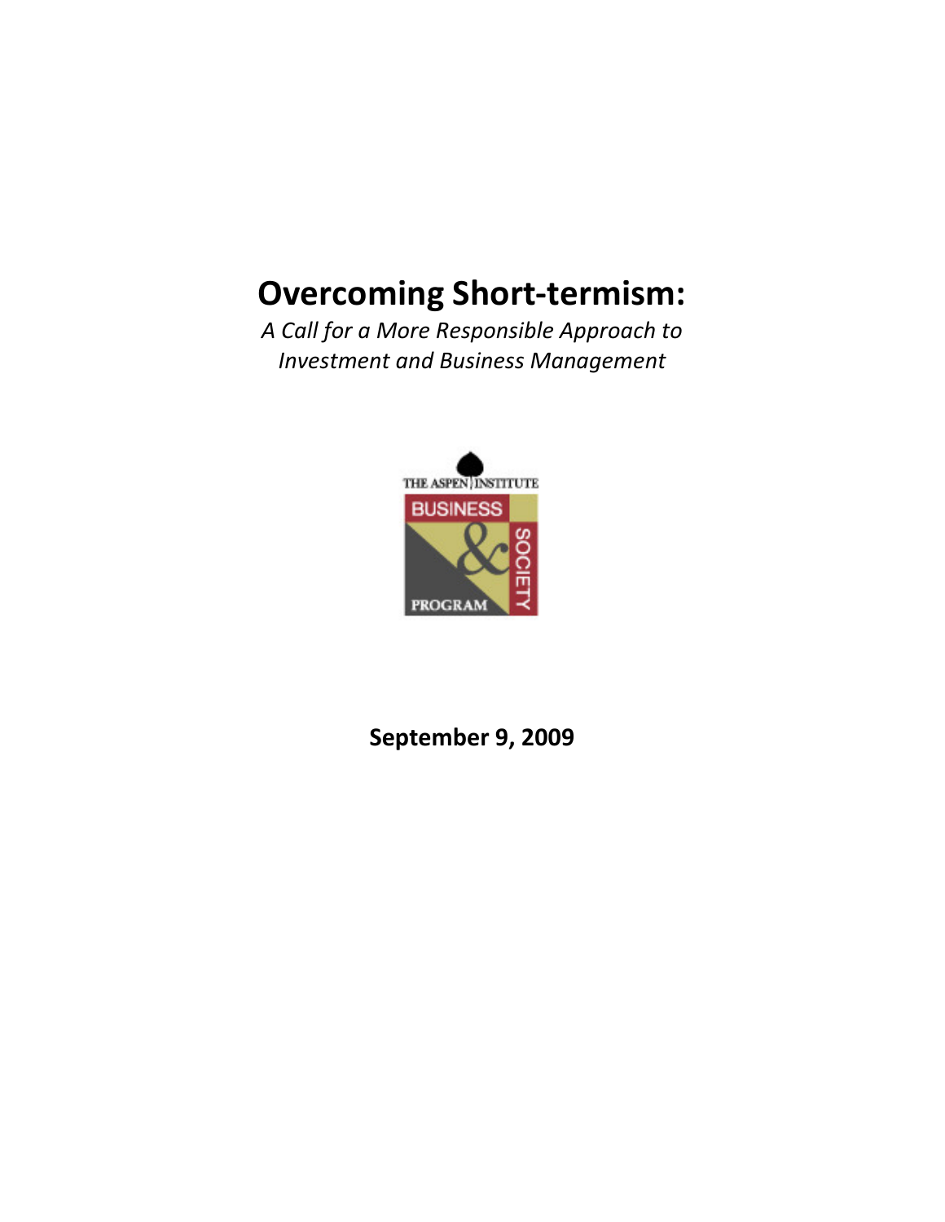# Overcoming Short-termism:

*A Call for a More Responsible Approach to Investment and Business Management*

THE ASPEN INSTITUTE

BUSINESS & SOCIETY PROGRAM

**September 9, 2009**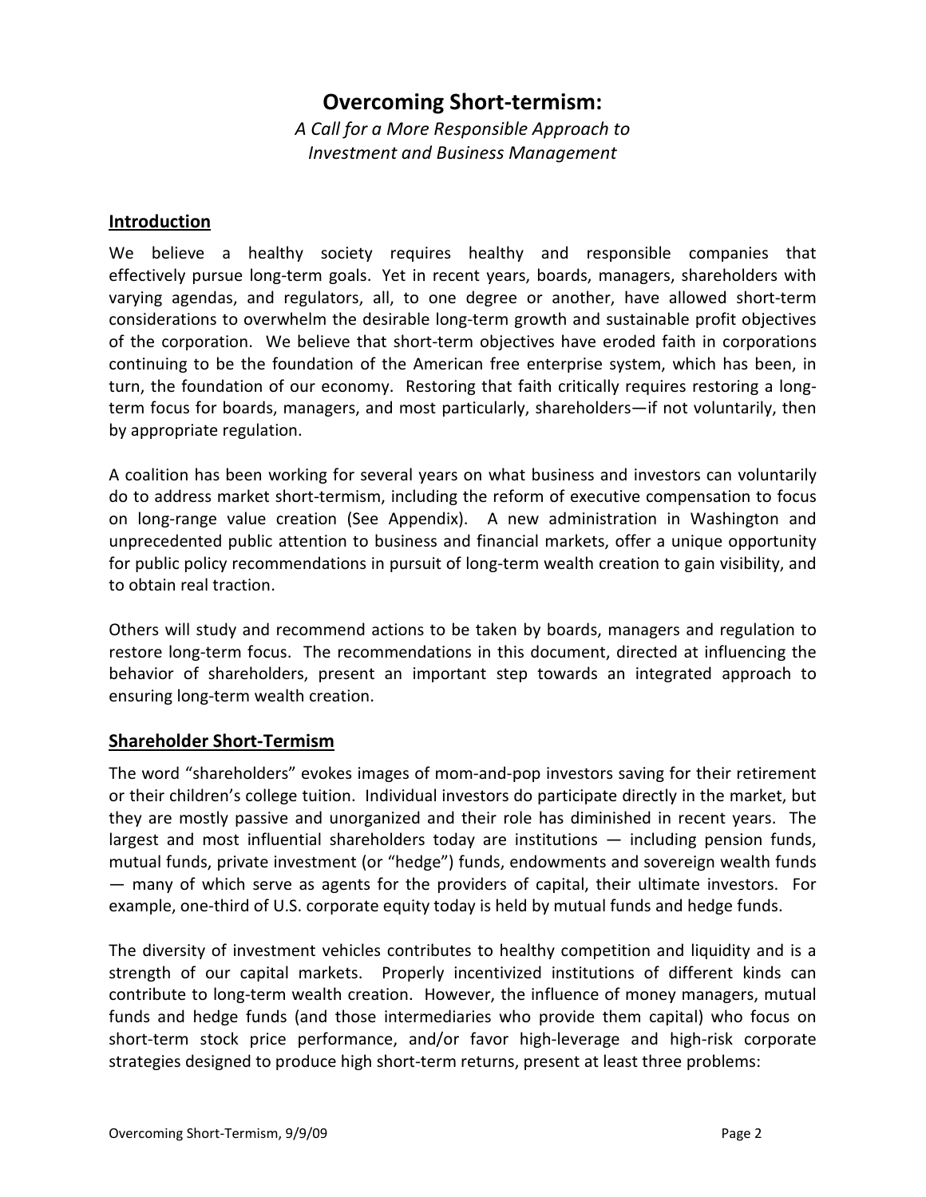# Overcoming Short-termism:

*A Call for a More Responsible Approach to Investment and Business Management*

## Introduction

We believe a healthy society requires healthy and responsible companies that effectively pursue long-term goals. Yet in recent years, boards, managers, shareholders with varying agendas, and regulators, all, to one degree or another, have allowed short-term considerations to overwhelm the desirable long-term growth and sustainable profit objectives of the corporation. We believe that short-term objectives have eroded faith in corporations continuing to be the foundation of the American free enterprise system, which has been, in turn, the foundation of our economy. Restoring that faith critically requires restoring a long-term focus for boards, managers, and most particularly, shareholders—if not voluntarily, then by appropriate regulation.

A coalition has been working for several years on what business and investors can voluntarily do to address market short-termism, including the reform of executive compensation to focus on long-range value creation (See Appendix). A new administration in Washington and unprecedented public attention to business and financial markets, offer a unique opportunity for public policy recommendations in pursuit of long-term wealth creation to gain visibility, and to obtain real traction.

Others will study and recommend actions to be taken by boards, managers and regulation to restore long-term focus. The recommendations in this document, directed at influencing the behavior of shareholders, present an important step towards an integrated approach to ensuring long-term wealth creation.

## Shareholder Short-Termism

The word "shareholders" evokes images of mom-and-pop investors saving for their retirement or their children's college tuition. Individual investors do participate directly in the market, but they are mostly passive and unorganized and their role has diminished in recent years. The largest and most influential shareholders today are institutions — including pension funds, mutual funds, private investment (or "hedge") funds, endowments and sovereign wealth funds — many of which serve as agents for the providers of capital, their ultimate investors. For example, one-third of U.S. corporate equity today is held by mutual funds and hedge funds.

The diversity of investment vehicles contributes to healthy competition and liquidity and is a strength of our capital markets. Properly incentivized institutions of different kinds can contribute to long-term wealth creation. However, the influence of money managers, mutual funds and hedge funds (and those intermediaries who provide them capital) who focus on short-term stock price performance, and/or favor high-leverage and high-risk corporate strategies designed to produce high short-term returns, present at least three problems: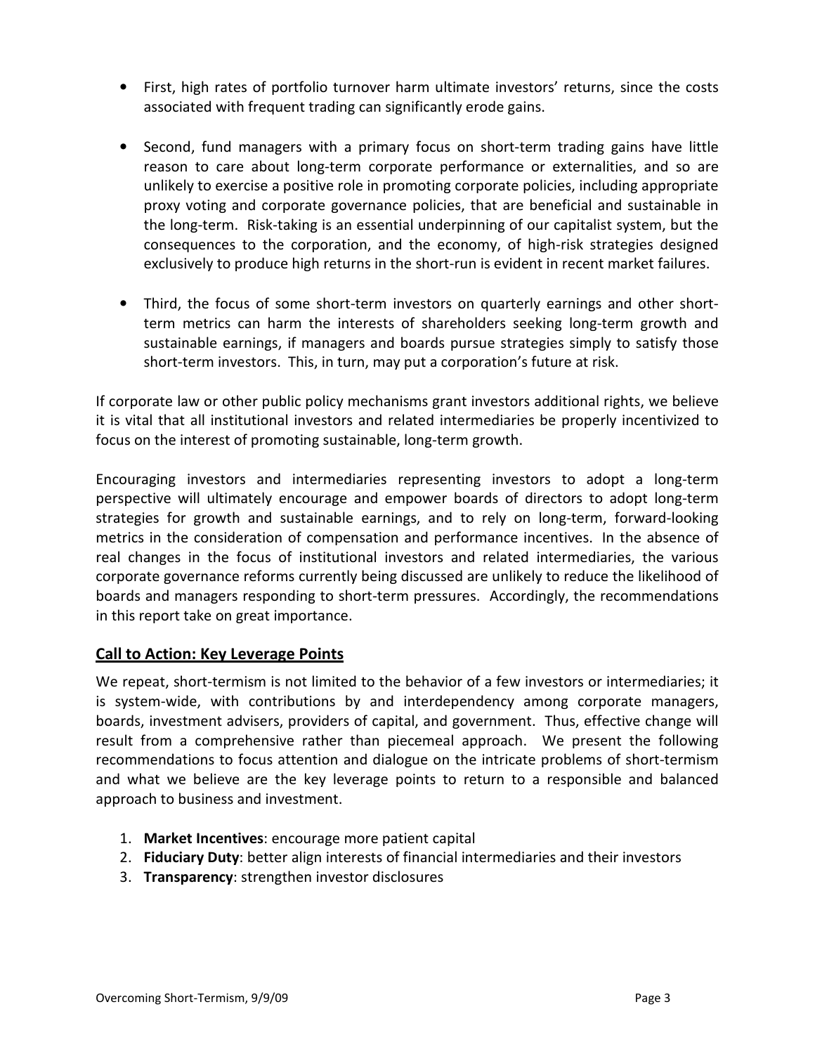- First, high rates of portfolio turnover harm ultimate investors' returns, since the costs associated with frequent trading can significantly erode gains.

- Second, fund managers with a primary focus on short-term trading gains have little reason to care about long-term corporate performance or externalities, and so are unlikely to exercise a positive role in promoting corporate policies, including appropriate proxy voting and corporate governance policies, that are beneficial and sustainable in the long-term. Risk-taking is an essential underpinning of our capitalist system, but the consequences to the corporation, and the economy, of high-risk strategies designed exclusively to produce high returns in the short-run is evident in recent market failures.

- Third, the focus of some short-term investors on quarterly earnings and other short-term metrics can harm the interests of shareholders seeking long-term growth and sustainable earnings, if managers and boards pursue strategies simply to satisfy those short-term investors. This, in turn, may put a corporation's future at risk.

If corporate law or other public policy mechanisms grant investors additional rights, we believe it is vital that all institutional investors and related intermediaries be properly incentivized to focus on the interest of promoting sustainable, long-term growth.

Encouraging investors and intermediaries representing investors to adopt a long-term perspective will ultimately encourage and empower boards of directors to adopt long-term strategies for growth and sustainable earnings, and to rely on long-term, forward-looking metrics in the consideration of compensation and performance incentives. In the absence of real changes in the focus of institutional investors and related intermediaries, the various corporate governance reforms currently being discussed are unlikely to reduce the likelihood of boards and managers responding to short-term pressures. Accordingly, the recommendations in this report take on great importance.

## Call to Action: Key Leverage Points

We repeat, short-termism is not limited to the behavior of a few investors or intermediaries; it is system-wide, with contributions by and interdependency among corporate managers, boards, investment advisers, providers of capital, and government. Thus, effective change will result from a comprehensive rather than piecemeal approach. We present the following recommendations to focus attention and dialogue on the intricate problems of short-termism and what we believe are the key leverage points to return to a responsible and balanced approach to business and investment.

1. **Market Incentives**: encourage more patient capital
2. **Fiduciary Duty**: better align interests of financial intermediaries and their investors
3. **Transparency**: strengthen investor disclosures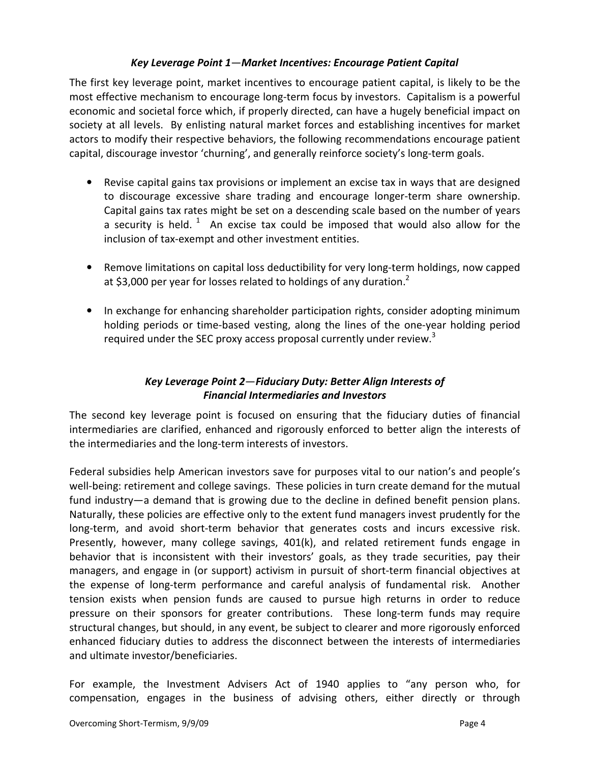### *Key Leverage Point 1—Market Incentives: Encourage Patient Capital*

The first key leverage point, market incentives to encourage patient capital, is likely to be the most effective mechanism to encourage long-term focus by investors. Capitalism is a powerful economic and societal force which, if properly directed, can have a hugely beneficial impact on society at all levels. By enlisting natural market forces and establishing incentives for market actors to modify their respective behaviors, the following recommendations encourage patient capital, discourage investor 'churning', and generally reinforce society's long-term goals.

- Revise capital gains tax provisions or implement an excise tax in ways that are designed to discourage excessive share trading and encourage longer-term share ownership. Capital gains tax rates might be set on a descending scale based on the number of years a security is held. [1] An excise tax could be imposed that would also allow for the inclusion of tax-exempt and other investment entities.

- Remove limitations on capital loss deductibility for very long-term holdings, now capped at $3,000 per year for losses related to holdings of any duration.[2]

- In exchange for enhancing shareholder participation rights, consider adopting minimum holding periods or time-based vesting, along the lines of the one-year holding period required under the SEC proxy access proposal currently under review.[3]

### *Key Leverage Point 2—Fiduciary Duty: Better Align Interests of Financial Intermediaries and Investors*

The second key leverage point is focused on ensuring that the fiduciary duties of financial intermediaries are clarified, enhanced and rigorously enforced to better align the interests of the intermediaries and the long-term interests of investors.

Federal subsidies help American investors save for purposes vital to our nation's and people's well-being: retirement and college savings. These policies in turn create demand for the mutual fund industry—a demand that is growing due to the decline in defined benefit pension plans. Naturally, these policies are effective only to the extent fund managers invest prudently for the long-term, and avoid short-term behavior that generates costs and incurs excessive risk. Presently, however, many college savings, 401(k), and related retirement funds engage in behavior that is inconsistent with their investors' goals, as they trade securities, pay their managers, and engage in (or support) activism in pursuit of short-term financial objectives at the expense of long-term performance and careful analysis of fundamental risk. Another tension exists when pension funds are caused to pursue high returns in order to reduce pressure on their sponsors for greater contributions. These long-term funds may require structural changes, but should, in any event, be subject to clearer and more rigorously enforced enhanced fiduciary duties to address the disconnect between the interests of intermediaries and ultimate investor/beneficiaries.

For example, the Investment Advisers Act of 1940 applies to "any person who, for compensation, engages in the business of advising others, either directly or through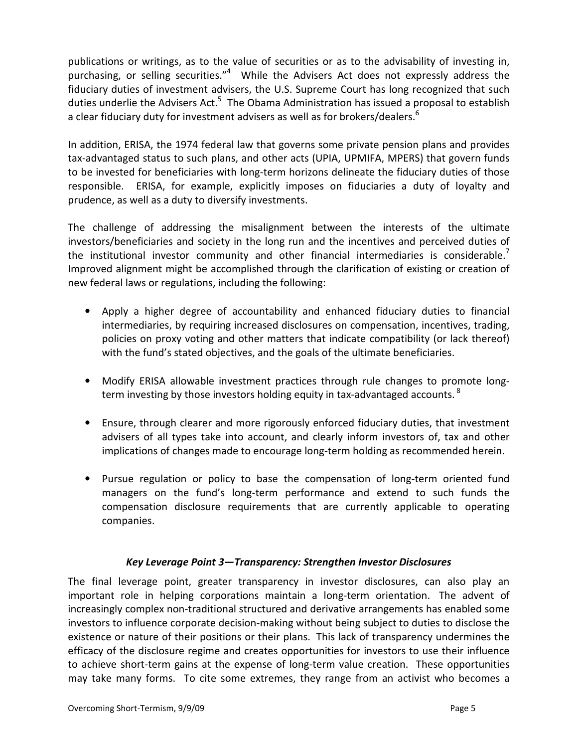publications or writings, as to the value of securities or as to the advisability of investing in, purchasing, or selling securities."[4] While the Advisers Act does not expressly address the fiduciary duties of investment advisers, the U.S. Supreme Court has long recognized that such duties underlie the Advisers Act.[5] The Obama Administration has issued a proposal to establish a clear fiduciary duty for investment advisers as well as for brokers/dealers.[6]

In addition, ERISA, the 1974 federal law that governs some private pension plans and provides tax-advantaged status to such plans, and other acts (UPIA, UPMIFA, MPERS) that govern funds to be invested for beneficiaries with long-term horizons delineate the fiduciary duties of those responsible. ERISA, for example, explicitly imposes on fiduciaries a duty of loyalty and prudence, as well as a duty to diversify investments.

The challenge of addressing the misalignment between the interests of the ultimate investors/beneficiaries and society in the long run and the incentives and perceived duties of the institutional investor community and other financial intermediaries is considerable.[7] Improved alignment might be accomplished through the clarification of existing or creation of new federal laws or regulations, including the following:

- Apply a higher degree of accountability and enhanced fiduciary duties to financial intermediaries, by requiring increased disclosures on compensation, incentives, trading, policies on proxy voting and other matters that indicate compatibility (or lack thereof) with the fund's stated objectives, and the goals of the ultimate beneficiaries.
- Modify ERISA allowable investment practices through rule changes to promote long-term investing by those investors holding equity in tax-advantaged accounts.[8]
- Ensure, through clearer and more rigorously enforced fiduciary duties, that investment advisers of all types take into account, and clearly inform investors of, tax and other implications of changes made to encourage long-term holding as recommended herein.
- Pursue regulation or policy to base the compensation of long-term oriented fund managers on the fund's long-term performance and extend to such funds the compensation disclosure requirements that are currently applicable to operating companies.

### *Key Leverage Point 3—Transparency: Strengthen Investor Disclosures*

The final leverage point, greater transparency in investor disclosures, can also play an important role in helping corporations maintain a long-term orientation. The advent of increasingly complex non-traditional structured and derivative arrangements has enabled some investors to influence corporate decision-making without being subject to duties to disclose the existence or nature of their positions or their plans. This lack of transparency undermines the efficacy of the disclosure regime and creates opportunities for investors to use their influence to achieve short-term gains at the expense of long-term value creation. These opportunities may take many forms. To cite some extremes, they range from an activist who becomes a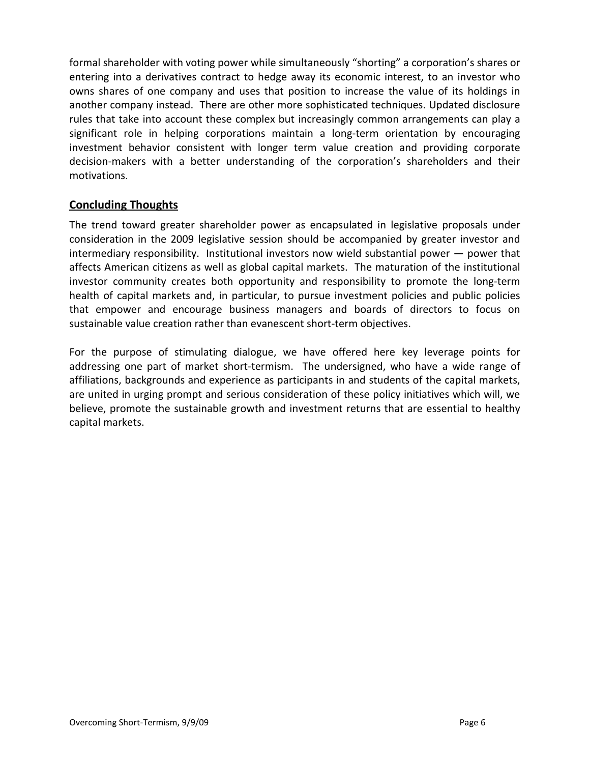formal shareholder with voting power while simultaneously "shorting" a corporation's shares or entering into a derivatives contract to hedge away its economic interest, to an investor who owns shares of one company and uses that position to increase the value of its holdings in another company instead. There are other more sophisticated techniques. Updated disclosure rules that take into account these complex but increasingly common arrangements can play a significant role in helping corporations maintain a long-term orientation by encouraging investment behavior consistent with longer term value creation and providing corporate decision-makers with a better understanding of the corporation's shareholders and their motivations.

## Concluding Thoughts

The trend toward greater shareholder power as encapsulated in legislative proposals under consideration in the 2009 legislative session should be accompanied by greater investor and intermediary responsibility. Institutional investors now wield substantial power — power that affects American citizens as well as global capital markets. The maturation of the institutional investor community creates both opportunity and responsibility to promote the long-term health of capital markets and, in particular, to pursue investment policies and public policies that empower and encourage business managers and boards of directors to focus on sustainable value creation rather than evanescent short-term objectives.

For the purpose of stimulating dialogue, we have offered here key leverage points for addressing one part of market short-termism. The undersigned, who have a wide range of affiliations, backgrounds and experience as participants in and students of the capital markets, are united in urging prompt and serious consideration of these policy initiatives which will, we believe, promote the sustainable growth and investment returns that are essential to healthy capital markets.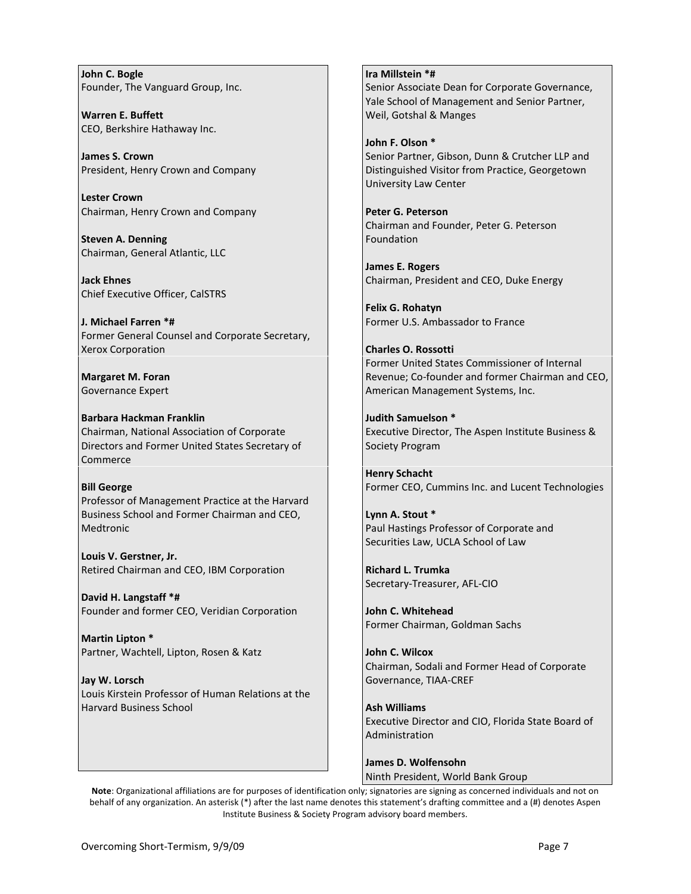**John C. Bogle**
Founder, The Vanguard Group, Inc.

**Warren E. Buffett**
CEO, Berkshire Hathaway Inc.

**James S. Crown**
President, Henry Crown and Company

**Lester Crown**
Chairman, Henry Crown and Company

**Steven A. Denning**
Chairman, General Atlantic, LLC

**Jack Ehnes**
Chief Executive Officer, CalSTRS

**J. Michael Farren *#**
Former General Counsel and Corporate Secretary, Xerox Corporation

**Margaret M. Foran**
Governance Expert

**Barbara Hackman Franklin**
Chairman, National Association of Corporate Directors and Former United States Secretary of Commerce

**Bill George**
Professor of Management Practice at the Harvard Business School and Former Chairman and CEO, Medtronic

**Louis V. Gerstner, Jr.**
Retired Chairman and CEO, IBM Corporation

**David H. Langstaff *#**
Founder and former CEO, Veridian Corporation

**Martin Lipton ***
Partner, Wachtell, Lipton, Rosen & Katz

**Jay W. Lorsch**
Louis Kirstein Professor of Human Relations at the Harvard Business School

**Ira Millstein *#**
Senior Associate Dean for Corporate Governance, Yale School of Management and Senior Partner, Weil, Gotshal & Manges

**John F. Olson ***
Senior Partner, Gibson, Dunn & Crutcher LLP and Distinguished Visitor from Practice, Georgetown University Law Center

**Peter G. Peterson**
Chairman and Founder, Peter G. Peterson Foundation

**James E. Rogers**
Chairman, President and CEO, Duke Energy

**Felix G. Rohatyn**
Former U.S. Ambassador to France

**Charles O. Rossotti**
Former United States Commissioner of Internal Revenue; Co-founder and former Chairman and CEO, American Management Systems, Inc.

**Judith Samuelson ***
Executive Director, The Aspen Institute Business & Society Program

**Henry Schacht**
Former CEO, Cummins Inc. and Lucent Technologies

**Lynn A. Stout ***
Paul Hastings Professor of Corporate and Securities Law, UCLA School of Law

**Richard L. Trumka**
Secretary-Treasurer, AFL-CIO

**John C. Whitehead**
Former Chairman, Goldman Sachs

**John C. Wilcox**
Chairman, Sodali and Former Head of Corporate Governance, TIAA-CREF

**Ash Williams**
Executive Director and CIO, Florida State Board of Administration

**James D. Wolfensohn**
Ninth President, World Bank Group

**Note**: Organizational affiliations are for purposes of identification only; signatories are signing as concerned individuals and not on behalf of any organization. An asterisk (*) after the last name denotes this statement's drafting committee and a (#) denotes Aspen Institute Business & Society Program advisory board members.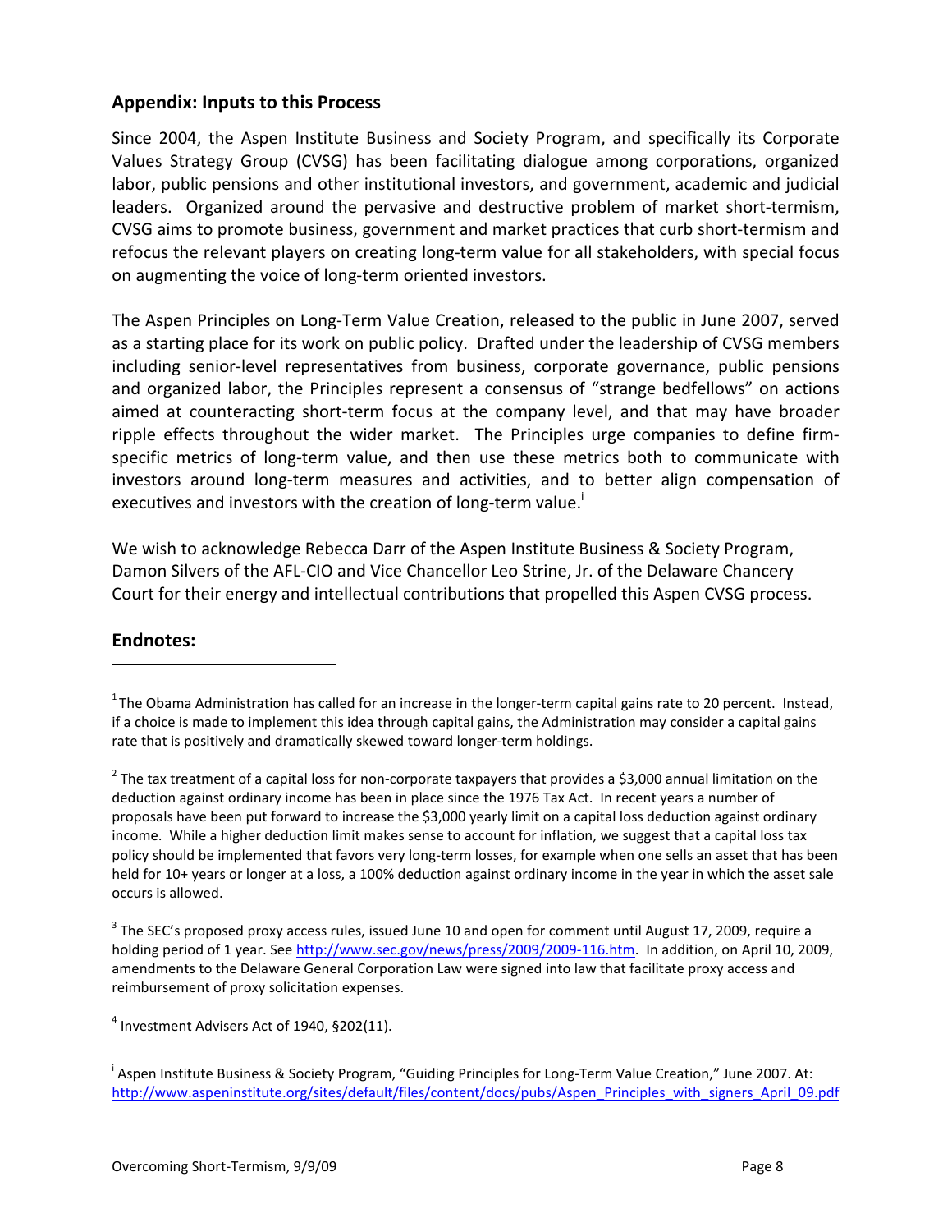## Appendix: Inputs to this Process

Since 2004, the Aspen Institute Business and Society Program, and specifically its Corporate Values Strategy Group (CVSG) has been facilitating dialogue among corporations, organized labor, public pensions and other institutional investors, and government, academic and judicial leaders. Organized around the pervasive and destructive problem of market short-termism, CVSG aims to promote business, government and market practices that curb short-termism and refocus the relevant players on creating long-term value for all stakeholders, with special focus on augmenting the voice of long-term oriented investors.

The Aspen Principles on Long-Term Value Creation, released to the public in June 2007, served as a starting place for its work on public policy. Drafted under the leadership of CVSG members including senior-level representatives from business, corporate governance, public pensions and organized labor, the Principles represent a consensus of "strange bedfellows" on actions aimed at counteracting short-term focus at the company level, and that may have broader ripple effects throughout the wider market. The Principles urge companies to define firm-specific metrics of long-term value, and then use these metrics both to communicate with investors around long-term measures and activities, and to better align compensation of executives and investors with the creation of long-term value.[i]

We wish to acknowledge Rebecca Darr of the Aspen Institute Business & Society Program, Damon Silvers of the AFL-CIO and Vice Chancellor Leo Strine, Jr. of the Delaware Chancery Court for their energy and intellectual contributions that propelled this Aspen CVSG process.

## Endnotes:

[1] The Obama Administration has called for an increase in the longer-term capital gains rate to 20 percent. Instead, if a choice is made to implement this idea through capital gains, the Administration may consider a capital gains rate that is positively and dramatically skewed toward longer-term holdings.

[2] The tax treatment of a capital loss for non-corporate taxpayers that provides a $3,000 annual limitation on the deduction against ordinary income has been in place since the 1976 Tax Act. In recent years a number of proposals have been put forward to increase the $3,000 yearly limit on a capital loss deduction against ordinary income. While a higher deduction limit makes sense to account for inflation, we suggest that a capital loss tax policy should be implemented that favors very long-term losses, for example when one sells an asset that has been held for 10+ years or longer at a loss, a 100% deduction against ordinary income in the year in which the asset sale occurs is allowed.

[3] The SEC's proposed proxy access rules, issued June 10 and open for comment until August 17, 2009, require a holding period of 1 year. See http://www.sec.gov/news/press/2009/2009-116.htm. In addition, on April 10, 2009, amendments to the Delaware General Corporation Law were signed into law that facilitate proxy access and reimbursement of proxy solicitation expenses.

[4] Investment Advisers Act of 1940, §202(11).

[i] Aspen Institute Business & Society Program, "Guiding Principles for Long-Term Value Creation," June 2007. At: http://www.aspeninstitute.org/sites/default/files/content/docs/pubs/Aspen_Principles_with_signers_April_09.pdf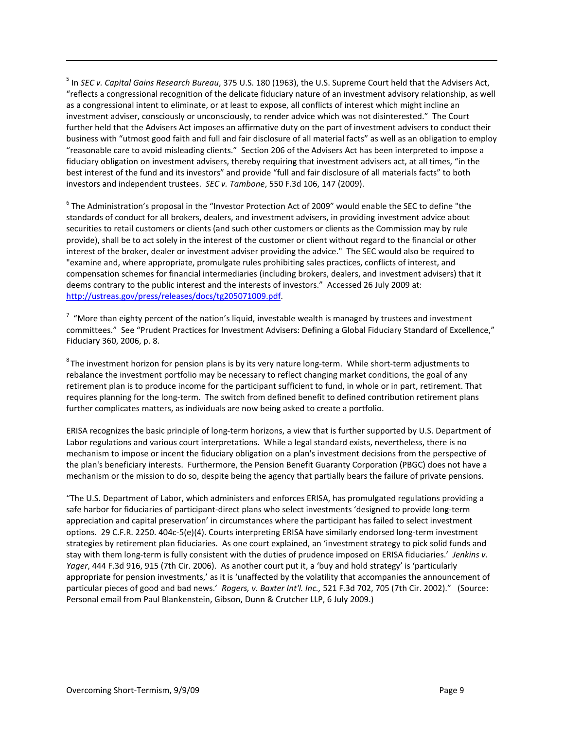[5] In *SEC v. Capital Gains Research Bureau*, 375 U.S. 180 (1963), the U.S. Supreme Court held that the Advisers Act, "reflects a congressional recognition of the delicate fiduciary nature of an investment advisory relationship, as well as a congressional intent to eliminate, or at least to expose, all conflicts of interest which might incline an investment adviser, consciously or unconsciously, to render advice which was not disinterested." The Court further held that the Advisers Act imposes an affirmative duty on the part of investment advisers to conduct their business with "utmost good faith and full and fair disclosure of all material facts" as well as an obligation to employ "reasonable care to avoid misleading clients." Section 206 of the Advisers Act has been interpreted to impose a fiduciary obligation on investment advisers, thereby requiring that investment advisers act, at all times, "in the best interest of the fund and its investors" and provide "full and fair disclosure of all materials facts" to both investors and independent trustees. *SEC v. Tambone*, 550 F.3d 106, 147 (2009).

[6] The Administration's proposal in the "Investor Protection Act of 2009" would enable the SEC to define "the standards of conduct for all brokers, dealers, and investment advisers, in providing investment advice about securities to retail customers or clients (and such other customers or clients as the Commission may by rule provide), shall be to act solely in the interest of the customer or client without regard to the financial or other interest of the broker, dealer or investment adviser providing the advice." The SEC would also be required to "examine and, where appropriate, promulgate rules prohibiting sales practices, conflicts of interest, and compensation schemes for financial intermediaries (including brokers, dealers, and investment advisers) that it deems contrary to the public interest and the interests of investors." Accessed 26 July 2009 at: http://ustreas.gov/press/releases/docs/tg205071009.pdf.

[7] "More than eighty percent of the nation's liquid, investable wealth is managed by trustees and investment committees." See "Prudent Practices for Investment Advisers: Defining a Global Fiduciary Standard of Excellence," Fiduciary 360, 2006, p. 8.

[8] The investment horizon for pension plans is by its very nature long-term. While short-term adjustments to rebalance the investment portfolio may be necessary to reflect changing market conditions, the goal of any retirement plan is to produce income for the participant sufficient to fund, in whole or in part, retirement. That requires planning for the long-term. The switch from defined benefit to defined contribution retirement plans further complicates matters, as individuals are now being asked to create a portfolio.

ERISA recognizes the basic principle of long-term horizons, a view that is further supported by U.S. Department of Labor regulations and various court interpretations. While a legal standard exists, nevertheless, there is no mechanism to impose or incent the fiduciary obligation on a plan's investment decisions from the perspective of the plan's beneficiary interests. Furthermore, the Pension Benefit Guaranty Corporation (PBGC) does not have a mechanism or the mission to do so, despite being the agency that partially bears the failure of private pensions.

"The U.S. Department of Labor, which administers and enforces ERISA, has promulgated regulations providing a safe harbor for fiduciaries of participant-direct plans who select investments 'designed to provide long-term appreciation and capital preservation' in circumstances where the participant has failed to select investment options. 29 C.F.R. 2250. 404c-5(e)(4). Courts interpreting ERISA have similarly endorsed long-term investment strategies by retirement plan fiduciaries. As one court explained, an 'investment strategy to pick solid funds and stay with them long-term is fully consistent with the duties of prudence imposed on ERISA fiduciaries.' *Jenkins v. Yager*, 444 F.3d 916, 915 (7th Cir. 2006). As another court put it, a 'buy and hold strategy' is 'particularly appropriate for pension investments,' as it is 'unaffected by the volatility that accompanies the announcement of particular pieces of good and bad news.' *Rogers, v. Baxter Int'l. Inc.,* 521 F.3d 702, 705 (7th Cir. 2002)." (Source: Personal email from Paul Blankenstein, Gibson, Dunn & Crutcher LLP, 6 July 2009.)